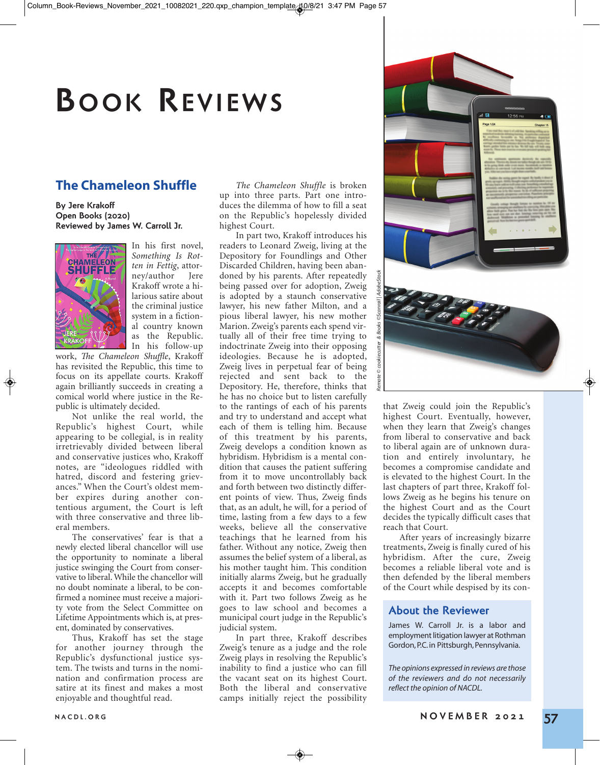# Book Reviews

## The Chameleon Shuffle

**By Jere Krakoff**
**Open Books (2020)**
**Reviewed by James W. Carroll Jr.**

In his first novel, *Something Is Rotten in Fettig*, attorney/author Jere Krakoff wrote a hilarious satire about the criminal justice system in a fictional country known as the Republic. In his follow-up work, *The Chameleon Shuffle*, Krakoff has revisited the Republic, this time to focus on its appellate courts. Krakoff again brilliantly succeeds in creating a comical world where justice in the Republic is ultimately decided.

Not unlike the real world, the Republic's highest Court, while appearing to be collegial, is in reality irretrievably divided between liberal and conservative justices who, Krakoff notes, are "ideologues riddled with hatred, discord and festering grievances." When the Court's oldest member expires during another contentious argument, the Court is left with three conservative and three liberal members.

The conservatives' fear is that a newly elected liberal chancellor will use the opportunity to nominate a liberal justice swinging the Court from conservative to liberal. While the chancellor will no doubt nominate a liberal, to be confirmed a nominee must receive a majority vote from the Select Committee on Lifetime Appointments which is, at present, dominated by conservatives.

Thus, Krakoff has set the stage for another journey through the Republic's dysfunctional justice system. The twists and turns in the nomination and confirmation process are satire at its finest and makes a most enjoyable and thoughtful read.

*The Chameleon Shuffle* is broken up into three parts. Part one introduces the dilemma of how to fill a seat on the Republic's hopelessly divided highest Court.

In part two, Krakoff introduces his readers to Leonard Zweig, living at the Depository for Foundlings and Other Discarded Children, having been abandoned by his parents. After repeatedly being passed over for adoption, Zweig is adopted by a staunch conservative lawyer, his new father Milton, and a pious liberal lawyer, his new mother Marion. Zweig's parents each spend virtually all of their free time trying to indoctrinate Zweig into their opposing ideologies. Because he is adopted, Zweig lives in perpetual fear of being rejected and sent back to the Depository. He, therefore, thinks that he has no choice but to listen carefully to the rantings of each of his parents and try to understand and accept what each of them is telling him. Because of this treatment by his parents, Zweig develops a condition known as hybridism. Hybridism is a mental condition that causes the patient suffering from it to move uncontrollably back and forth between two distinctly different points of view. Thus, Zweig finds that, as an adult, he will, for a period of time, lasting from a few days to a few weeks, believe all the conservative teachings that he learned from his father. Without any notice, Zweig then assumes the belief system of a liberal, as his mother taught him. This condition initially alarms Zweig, but he gradually accepts it and becomes comfortable with it. Part two follows Zweig as he goes to law school and becomes a municipal court judge in the Republic's judicial system.

In part three, Krakoff describes Zweig's tenure as a judge and the role Zweig plays in resolving the Republic's inability to find a justice who can fill the vacant seat on its highest Court. Both the liberal and conservative camps initially reject the possibility that Zweig could join the Republic's highest Court. Eventually, however, when they learn that Zweig's changes from liberal to conservative and back to liberal again are of unknown duration and entirely involuntary, he becomes a compromise candidate and is elevated to the highest Court. In the last chapters of part three, Krakoff follows Zweig as he begins his tenure on the highest Court and as the Court decides the typically difficult cases that reach that Court.

After years of increasingly bizarre treatments, Zweig is finally cured of his hybridism. After the cure, Zweig becomes a reliable liberal vote and is then defended by the liberal members of the Court while despised by its con-

Remote © cookiecutter & Books ©Scanrail | AdobeStock

### About the Reviewer

James W. Carroll Jr. is a labor and employment litigation lawyer at Rothman Gordon, P.C. in Pittsburgh, Pennsylvania.

*The opinions expressed in reviews are those of the reviewers and do not necessarily reflect the opinion of NACDL.*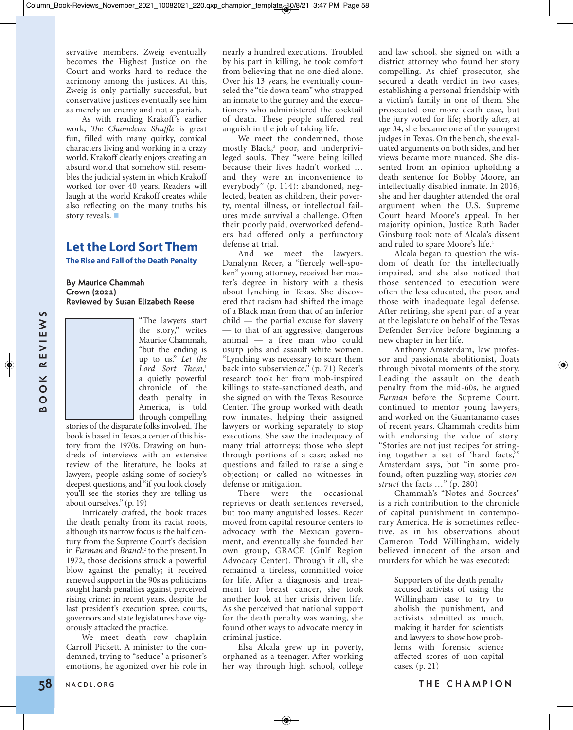servative members. Zweig eventually becomes the Highest Justice on the Court and works hard to reduce the acrimony among the justices. At this, Zweig is only partially successful, but conservative justices eventually see him as merely an enemy and not a pariah.

As with reading Krakoff's earlier work, *The Chameleon Shuffle* is great fun, filled with many quirky, comical characters living and working in a crazy world. Krakoff clearly enjoys creating an absurd world that somehow still resembles the judicial system in which Krakoff worked for over 40 years. Readers will laugh at the world Krakoff creates while also reflecting on the many truths his story reveals. ■

## Let the Lord Sort Them

### The Rise and Fall of the Death Penalty

**By Maurice Chammah**
**Crown (2021)**
**Reviewed by Susan Elizabeth Reese**

"The lawyers start the story," writes Maurice Chammah, "but the ending is up to us." *Let the Lord Sort Them*,[1] a quietly powerful chronicle of the death penalty in America, is told through compelling stories of the disparate folks involved. The book is based in Texas, a center of this history from the 1970s. Drawing on hundreds of interviews with an extensive review of the literature, he looks at lawyers, people asking some of society's deepest questions, and "if you look closely you'll see the stories they are telling us about ourselves." (p. 19)

Intricately crafted, the book traces the death penalty from its racist roots, although its narrow focus is the half century from the Supreme Court's decision in *Furman* and *Branch*[2] to the present. In 1972, those decisions struck a powerful blow against the penalty; it received renewed support in the 90s as politicians sought harsh penalties against perceived rising crime; in recent years, despite the last president's execution spree, courts, governors and state legislatures have vigorously attacked the practice.

We meet death row chaplain Carroll Pickett. A minister to the condemned, trying to "seduce" a prisoner's emotions, he agonized over his role in nearly a hundred executions. Troubled by his part in killing, he took comfort from believing that no one died alone. Over his 13 years, he eventually counseled the "tie down team" who strapped an inmate to the gurney and the executioners who administered the cocktail of death. These people suffered real anguish in the job of taking life.

We meet the condemned, those mostly Black,[3] poor, and underprivileged souls. They "were being killed because their lives hadn't worked … and they were an inconvenience to everybody" (p. 114): abandoned, neglected, beaten as children, their poverty, mental illness, or intellectual failures made survival a challenge. Often their poorly paid, overworked defenders had offered only a perfunctory defense at trial.

And we meet the lawyers. Danalynn Recer, a "fiercely well-spoken" young attorney, received her master's degree in history with a thesis about lynching in Texas. She discovered that racism had shifted the image of a Black man from that of an inferior child — the partial excuse for slavery — to that of an aggressive, dangerous animal — a free man who could usurp jobs and assault white women. "Lynching was necessary to scare them back into subservience." (p. 71) Recer's research took her from mob-inspired killings to state-sanctioned death, and she signed on with the Texas Resource Center. The group worked with death row inmates, helping their assigned lawyers or working separately to stop executions. She saw the inadequacy of many trial attorneys: those who slept through portions of a case; asked no questions and failed to raise a single objection; or called no witnesses in defense or mitigation.

There were the occasional reprieves or death sentences reversed, but too many anguished losses. Recer moved from capital resource centers to advocacy with the Mexican government, and eventually she founded her own group, GRACE (Gulf Region Advocacy Center). Through it all, she remained a tireless, committed voice for life. After a diagnosis and treatment for breast cancer, she took another look at her crisis driven life. As she perceived that national support for the death penalty was waning, she found other ways to advocate mercy in criminal justice.

Elsa Alcala grew up in poverty, orphaned as a teenager. After working her way through high school, college and law school, she signed on with a district attorney who found her story compelling. As chief prosecutor, she secured a death verdict in two cases, establishing a personal friendship with a victim's family in one of them. She prosecuted one more death case, but the jury voted for life; shortly after, at age 34, she became one of the youngest judges in Texas. On the bench, she evaluated arguments on both sides, and her views became more nuanced. She dissented from an opinion upholding a death sentence for Bobby Moore, an intellectually disabled inmate. In 2016, she and her daughter attended the oral argument when the U.S. Supreme Court heard Moore's appeal. In her majority opinion, Justice Ruth Bader Ginsburg took note of Alcala's dissent and ruled to spare Moore's life.[4]

Alcala began to question the wisdom of death for the intellectually impaired, and she also noticed that those sentenced to execution were often the less educated, the poor, and those with inadequate legal defense. After retiring, she spent part of a year at the legislature on behalf of the Texas Defender Service before beginning a new chapter in her life.

Anthony Amsterdam, law professor and passionate abolitionist, floats through pivotal moments of the story. Leading the assault on the death penalty from the mid-60s, he argued *Furman* before the Supreme Court, continued to mentor young lawyers, and worked on the Guantanamo cases of recent years. Chammah credits him with endorsing the value of story. "Stories are not just recipes for stringing together a set of 'hard facts,'" Amsterdam says, but "in some profound, often puzzling way, stories *construct* the facts …" (p. 280)

Chammah's "Notes and Sources" is a rich contribution to the chronicle of capital punishment in contemporary America. He is sometimes reflective, as in his observations about Cameron Todd Willingham, widely believed innocent of the arson and murders for which he was executed:

> Supporters of the death penalty accused activists of using the Willingham case to try to abolish the punishment, and activists admitted as much, making it harder for scientists and lawyers to show how problems with forensic science affected scores of non-capital cases. (p. 21)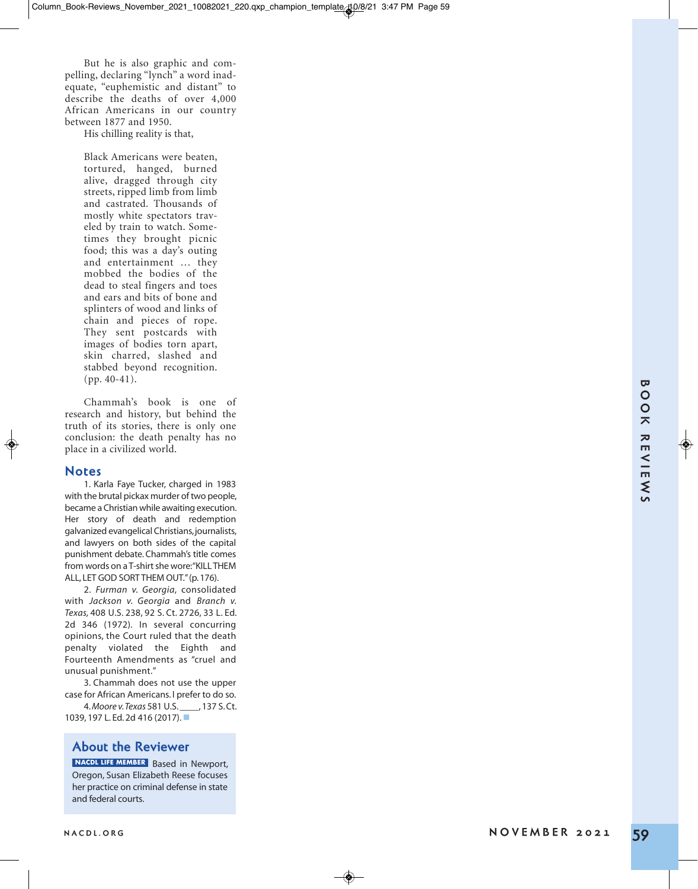But he is also graphic and compelling, declaring "lynch" a word inadequate, "euphemistic and distant" to describe the deaths of over 4,000 African Americans in our country between 1877 and 1950.

His chilling reality is that,

> Black Americans were beaten, tortured, hanged, burned alive, dragged through city streets, ripped limb from limb and castrated. Thousands of mostly white spectators traveled by train to watch. Sometimes they brought picnic food; this was a day's outing and entertainment … they mobbed the bodies of the dead to steal fingers and toes and ears and bits of bone and splinters of wood and links of chain and pieces of rope. They sent postcards with images of bodies torn apart, skin charred, slashed and stabbed beyond recognition. (pp. 40-41).

Chammah's book is one of research and history, but behind the truth of its stories, there is only one conclusion: the death penalty has no place in a civilized world.

## Notes

1. Karla Faye Tucker, charged in 1983 with the brutal pickax murder of two people, became a Christian while awaiting execution. Her story of death and redemption galvanized evangelical Christians, journalists, and lawyers on both sides of the capital punishment debate. Chammah's title comes from words on a T-shirt she wore: "KILL THEM ALL, LET GOD SORT THEM OUT." (p. 176).

2. *Furman v. Georgia*, consolidated with *Jackson v. Georgia* and *Branch v. Texas,* 408 U.S. 238, 92 S. Ct. 2726, 33 L. Ed. 2d 346 (1972). In several concurring opinions, the Court ruled that the death penalty violated the Eighth and Fourteenth Amendments as "cruel and unusual punishment."

3. Chammah does not use the upper case for African Americans. I prefer to do so.

4. *Moore v. Texas* 581 U.S. \_\_\_\_, 137 S. Ct. 1039, 197 L. Ed. 2d 416 (2017).

## About the Reviewer

**NACDL LIFE MEMBER** Based in Newport, Oregon, Susan Elizabeth Reese focuses her practice on criminal defense in state and federal courts.